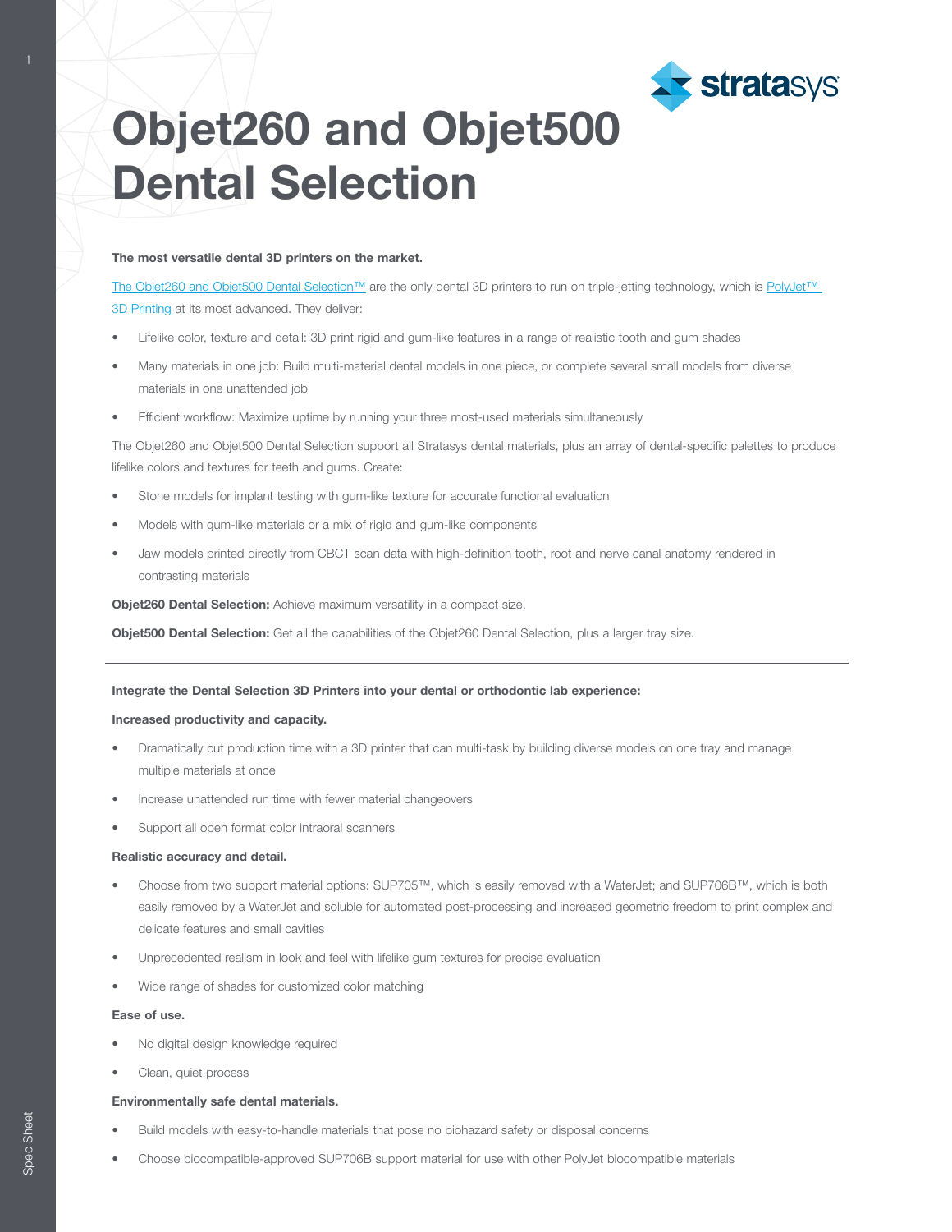# Objet260 and Objet500 Dental Selection

**The most versatile dental 3D printers on the market.**

The Objet260 and Objet500 Dental Selection™ are the only dental 3D printers to run on triple-jetting technology, which is PolyJet™ 3D Printing at its most advanced. They deliver:

- Lifelike color, texture and detail: 3D print rigid and gum-like features in a range of realistic tooth and gum shades
- Many materials in one job: Build multi-material dental models in one piece, or complete several small models from diverse materials in one unattended job
- Efficient workflow: Maximize uptime by running your three most-used materials simultaneously

The Objet260 and Objet500 Dental Selection support all Stratasys dental materials, plus an array of dental-specific palettes to produce lifelike colors and textures for teeth and gums. Create:

- Stone models for implant testing with gum-like texture for accurate functional evaluation
- Models with gum-like materials or a mix of rigid and gum-like components
- Jaw models printed directly from CBCT scan data with high-definition tooth, root and nerve canal anatomy rendered in contrasting materials

**Objet260 Dental Selection:** Achieve maximum versatility in a compact size.

**Objet500 Dental Selection:** Get all the capabilities of the Objet260 Dental Selection, plus a larger tray size.

---

**Integrate the Dental Selection 3D Printers into your dental or orthodontic lab experience:**

**Increased productivity and capacity.**

- Dramatically cut production time with a 3D printer that can multi-task by building diverse models on one tray and manage multiple materials at once
- Increase unattended run time with fewer material changeovers
- Support all open format color intraoral scanners

**Realistic accuracy and detail.**

- Choose from two support material options: SUP705™, which is easily removed with a WaterJet; and SUP706B™, which is both easily removed by a WaterJet and soluble for automated post-processing and increased geometric freedom to print complex and delicate features and small cavities
- Unprecedented realism in look and feel with lifelike gum textures for precise evaluation
- Wide range of shades for customized color matching

**Ease of use.**

- No digital design knowledge required
- Clean, quiet process

**Environmentally safe dental materials.**

- Build models with easy-to-handle materials that pose no biohazard safety or disposal concerns
- Choose biocompatible-approved SUP706B support material for use with other PolyJet biocompatible materials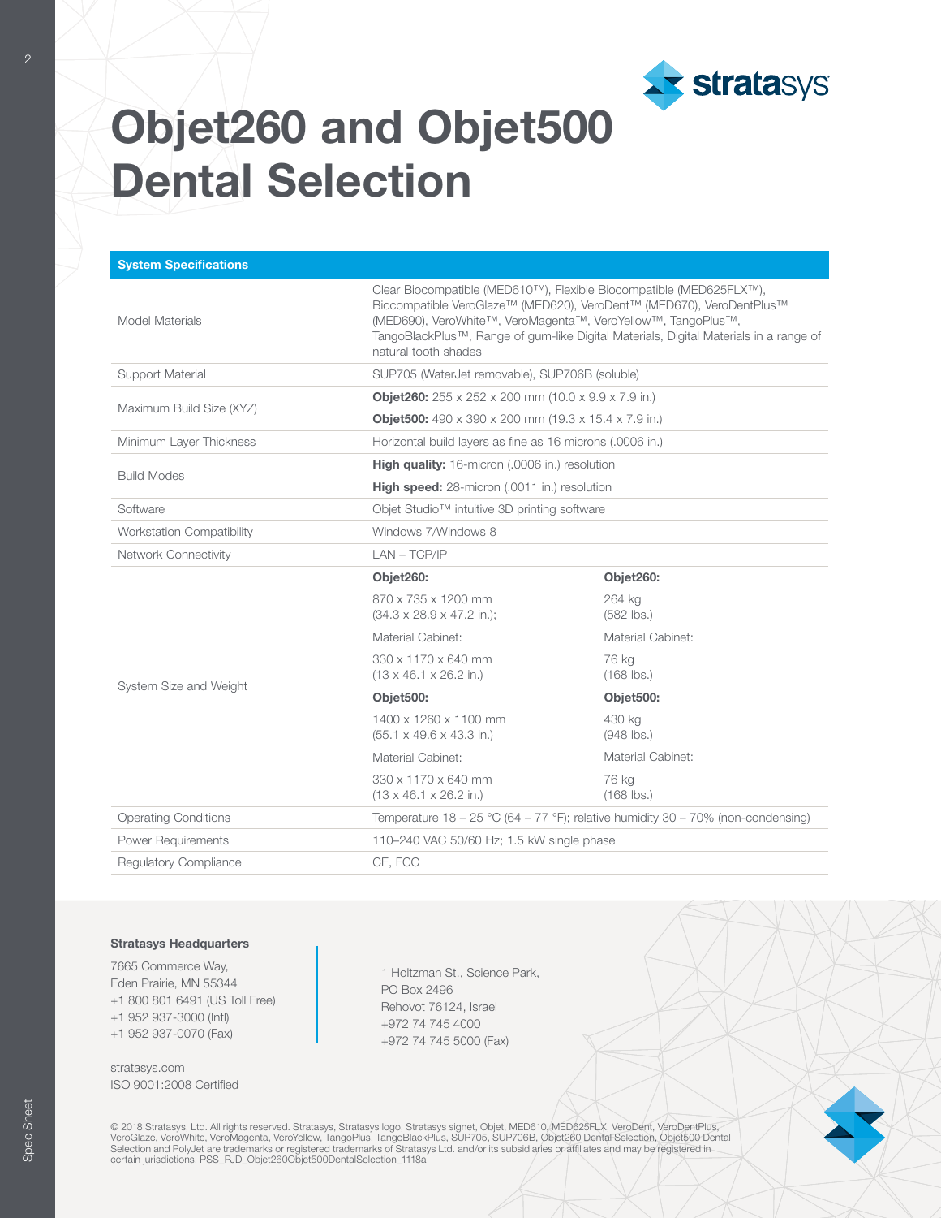# Objet260 and Objet500 Dental Selection

| System Specifications | | |
|---|---|---|
| Model Materials | Clear Biocompatible (MED610™), Flexible Biocompatible (MED625FLX™), Biocompatible VeroGlaze™ (MED620), VeroDent™ (MED670), VeroDentPlus™ (MED690), VeroWhite™, VeroMagenta™, VeroYellow™, TangoPlus™, TangoBlackPlus™, Range of gum-like Digital Materials, Digital Materials in a range of natural tooth shades | |
| Support Material | SUP705 (WaterJet removable), SUP706B (soluble) | |
| Maximum Build Size (XYZ) | **Objet260:** 255 x 252 x 200 mm (10.0 x 9.9 x 7.9 in.) | |
| | **Objet500:** 490 x 390 x 200 mm (19.3 x 15.4 x 7.9 in.) | |
| Minimum Layer Thickness | Horizontal build layers as fine as 16 microns (.0006 in.) | |
| Build Modes | **High quality:** 16-micron (.0006 in.) resolution | |
| | **High speed:** 28-micron (.0011 in.) resolution | |
| Software | Objet Studio™ intuitive 3D printing software | |
| Workstation Compatibility | Windows 7/Windows 8 | |
| Network Connectivity | LAN – TCP/IP | |
| System Size and Weight | **Objet260:** | **Objet260:** |
| | 870 x 735 x 1200 mm (34.3 x 28.9 x 47.2 in.); | 264 kg (582 lbs.) |
| | Material Cabinet: | Material Cabinet: |
| | 330 x 1170 x 640 mm (13 x 46.1 x 26.2 in.) | 76 kg (168 lbs.) |
| | **Objet500:** | **Objet500:** |
| | 1400 x 1260 x 1100 mm (55.1 x 49.6 x 43.3 in.) | 430 kg (948 lbs.) |
| | Material Cabinet: | Material Cabinet: |
| | 330 x 1170 x 640 mm (13 x 46.1 x 26.2 in.) | 76 kg (168 lbs.) |
| Operating Conditions | Temperature 18 – 25 °C (64 – 77 °F); relative humidity 30 – 70% (non-condensing) | |
| Power Requirements | 110–240 VAC 50/60 Hz; 1.5 kW single phase | |
| Regulatory Compliance | CE, FCC | |

**Stratasys Headquarters**

7665 Commerce Way,
Eden Prairie, MN 55344
+1 800 801 6491 (US Toll Free)
+1 952 937-3000 (Intl)
+1 952 937-0070 (Fax)

1 Holtzman St., Science Park,
PO Box 2496
Rehovot 76124, Israel
+972 74 745 4000
+972 74 745 5000 (Fax)

stratasys.com
ISO 9001:2008 Certified

© 2018 Stratasys, Ltd. All rights reserved. Stratasys, Stratasys logo, Stratasys signet, Objet, MED610, MED625FLX, VeroDent, VeroDentPlus, VeroGlaze, VeroWhite, VeroMagenta, VeroYellow, TangoPlus, TangoBlackPlus, SUP705, SUP706B, Objet260 Dental Selection, Objet500 Dental Selection and PolyJet are trademarks or registered trademarks of Stratasys Ltd. and/or its subsidiaries or affiliates and may be registered in certain jurisdictions. PSS_PJD_Objet260Objet500DentalSelection_1118a